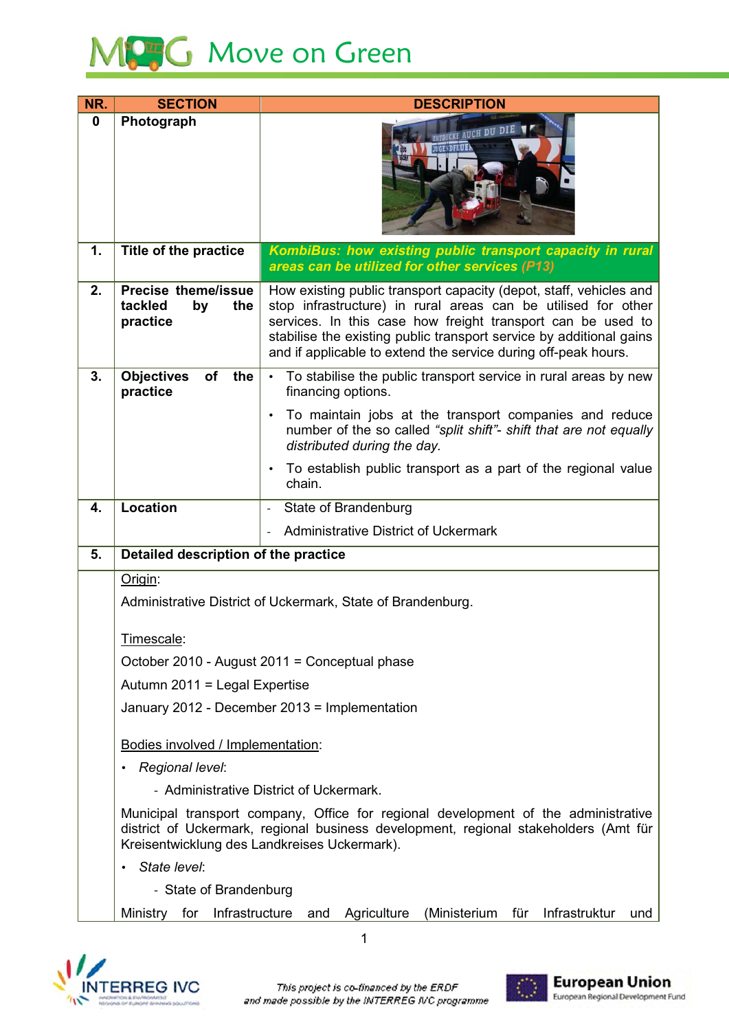# Move on Green

| NR. | SECTION | DESCRIPTION |
|---|---|---|
| 0 | Photograph | |
| 1. | Title of the practice | ***KombiBus: how existing public transport capacity in rural areas can be utilized for other services (P13)*** |
| 2. | Precise theme/issue tackled by the practice | How existing public transport capacity (depot, staff, vehicles and stop infrastructure) in rural areas can be utilised for other services. In this case how freight transport can be used to stabilise the existing public transport service by additional gains and if applicable to extend the service during off-peak hours. |
| 3. | Objectives of the practice | • To stabilise the public transport service in rural areas by new financing options.<br>• To maintain jobs at the transport companies and reduce number of the so called *"split shift"- shift that are not equally distributed during the day.*<br>• To establish public transport as a part of the regional value chain. |
| 4. | Location | - State of Brandenburg<br>- Administrative District of Uckermark |
| 5. | **Detailed description of the practice** | |

Origin:

Administrative District of Uckermark, State of Brandenburg.

Timescale:

October 2010 - August 2011 = Conceptual phase

Autumn 2011 = Legal Expertise

January 2012 - December 2013 = Implementation

Bodies involved / Implementation:

- *Regional level*:
  - Administrative District of Uckermark.

Municipal transport company, Office for regional development of the administrative district of Uckermark, regional business development, regional stakeholders (Amt für Kreisentwicklung des Landkreises Uckermark).

- *State level*:
  - State of Brandenburg

Ministry for Infrastructure and Agriculture (Ministerium für Infrastruktur und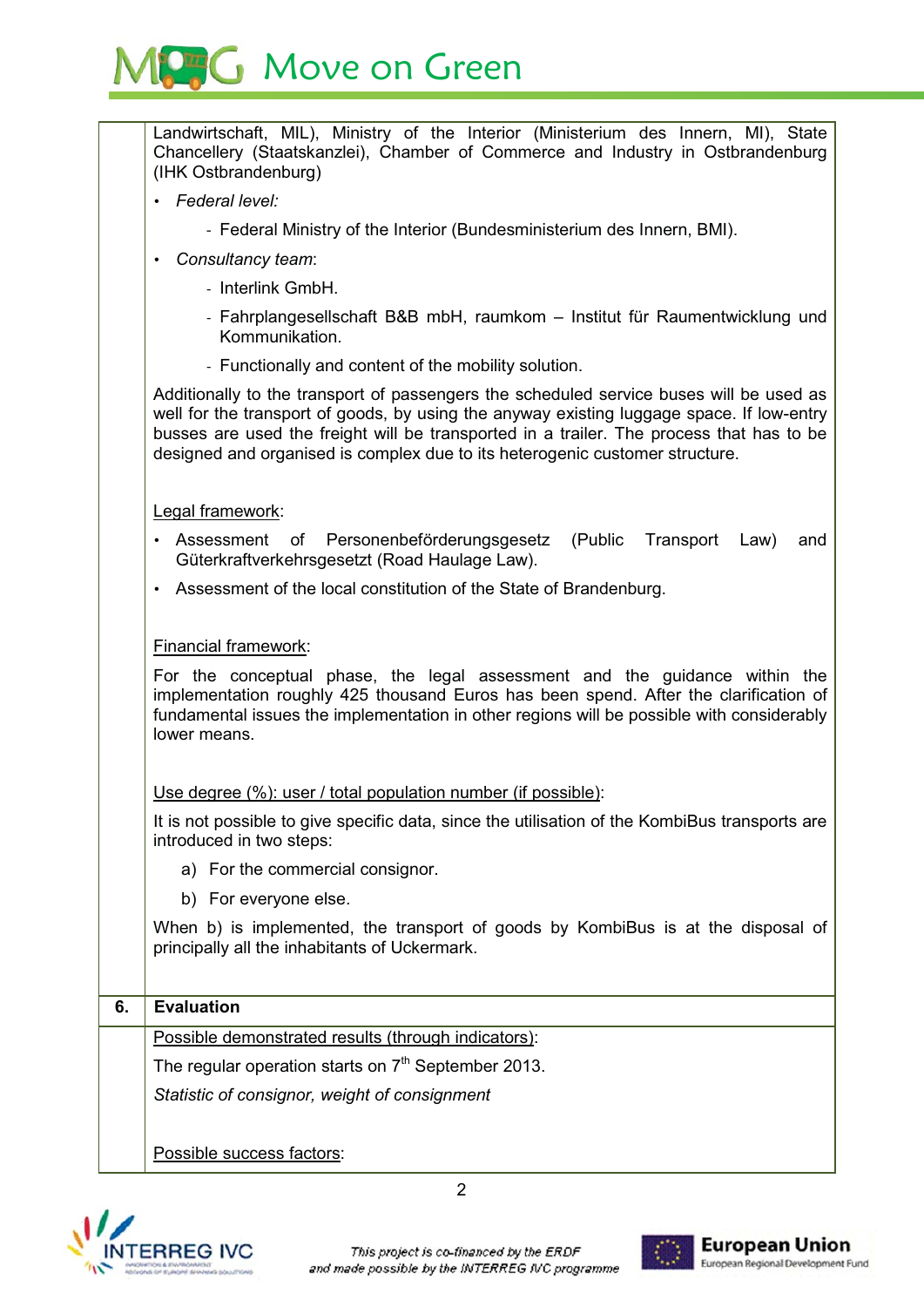Landwirtschaft, MIL), Ministry of the Interior (Ministerium des Innern, MI), State Chancellery (Staatskanzlei), Chamber of Commerce and Industry in Ostbrandenburg (IHK Ostbrandenburg)

- *Federal level:*
  - Federal Ministry of the Interior (Bundesministerium des Innern, BMI).
- *Consultancy team*:
  - Interlink GmbH.
  - Fahrplangesellschaft B&B mbH, raumkom – Institut für Raumentwicklung und Kommunikation.
  - Functionally and content of the mobility solution.

Additionally to the transport of passengers the scheduled service buses will be used as well for the transport of goods, by using the anyway existing luggage space. If low-entry busses are used the freight will be transported in a trailer. The process that has to be designed and organised is complex due to its heterogenic customer structure.

<u>Legal framework</u>:

- Assessment of Personenbeförderungsgesetz (Public Transport Law) and Güterkraftverkehrsgesetzt (Road Haulage Law).
- Assessment of the local constitution of the State of Brandenburg.

<u>Financial framework</u>:

For the conceptual phase, the legal assessment and the guidance within the implementation roughly 425 thousand Euros has been spend. After the clarification of fundamental issues the implementation in other regions will be possible with considerably lower means.

<u>Use degree (%): user / total population number (if possible)</u>:

It is not possible to give specific data, since the utilisation of the KombiBus transports are introduced in two steps:

a) For the commercial consignor.

b) For everyone else.

When b) is implemented, the transport of goods by KombiBus is at the disposal of principally all the inhabitants of Uckermark.

## 6. Evaluation

<u>Possible demonstrated results (through indicators)</u>:

The regular operation starts on 7th September 2013.

*Statistic of consignor, weight of consignment*

<u>Possible success factors</u>: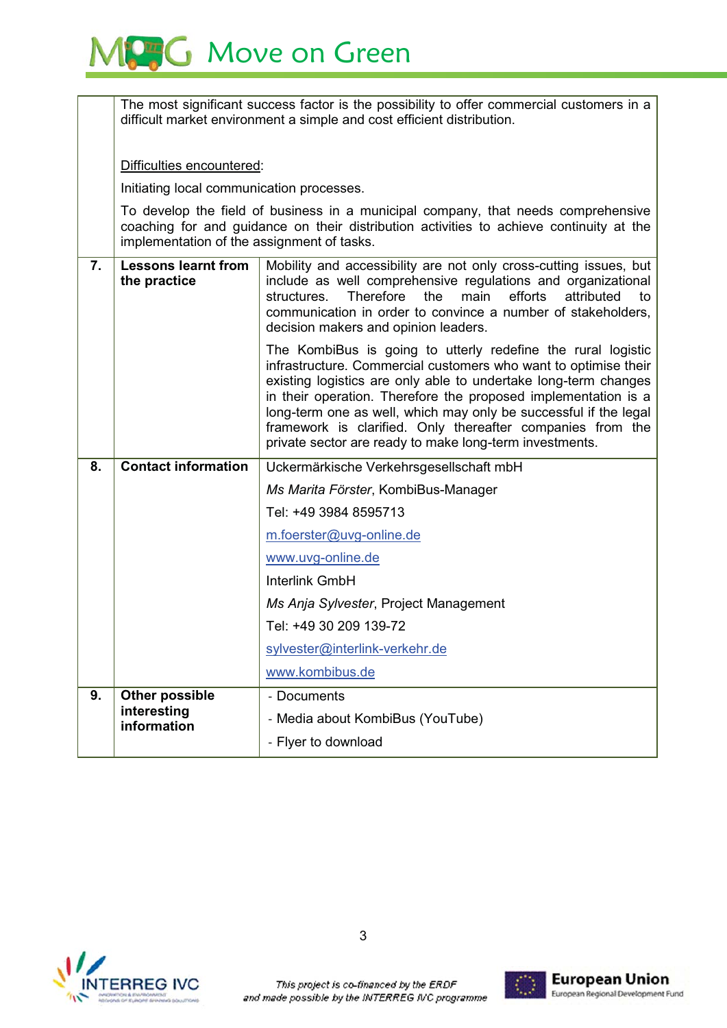| | | |
|---|---|---|
| | The most significant success factor is the possibility to offer commercial customers in a difficult market environment a simple and cost efficient distribution.<br><br>Difficulties encountered:<br><br>Initiating local communication processes.<br><br>To develop the field of business in a municipal company, that needs comprehensive coaching for and guidance on their distribution activities to achieve continuity at the implementation of the assignment of tasks. | |
| **7.** | **Lessons learnt from the practice** | Mobility and accessibility are not only cross-cutting issues, but include as well comprehensive regulations and organizational structures. Therefore the main efforts attributed to communication in order to convince a number of stakeholders, decision makers and opinion leaders.<br><br>The KombiBus is going to utterly redefine the rural logistic infrastructure. Commercial customers who want to optimise their existing logistics are only able to undertake long-term changes in their operation. Therefore the proposed implementation is a long-term one as well, which may only be successful if the legal framework is clarified. Only thereafter companies from the private sector are ready to make long-term investments. |
| **8.** | **Contact information** | Uckermärkische Verkehrsgesellschaft mbH<br><br>*Ms Marita Förster*, KombiBus-Manager<br><br>Tel: +49 3984 8595713<br><br>m.foerster@uvg-online.de<br><br>www.uvg-online.de<br><br>Interlink GmbH<br><br>*Ms Anja Sylvester*, Project Management<br><br>Tel: +49 30 209 139-72<br><br>sylvester@interlink-verkehr.de<br><br>www.kombibus.de |
| **9.** | **Other possible interesting information** | - Documents<br><br>- Media about KombiBus (YouTube)<br><br>- Flyer to download |